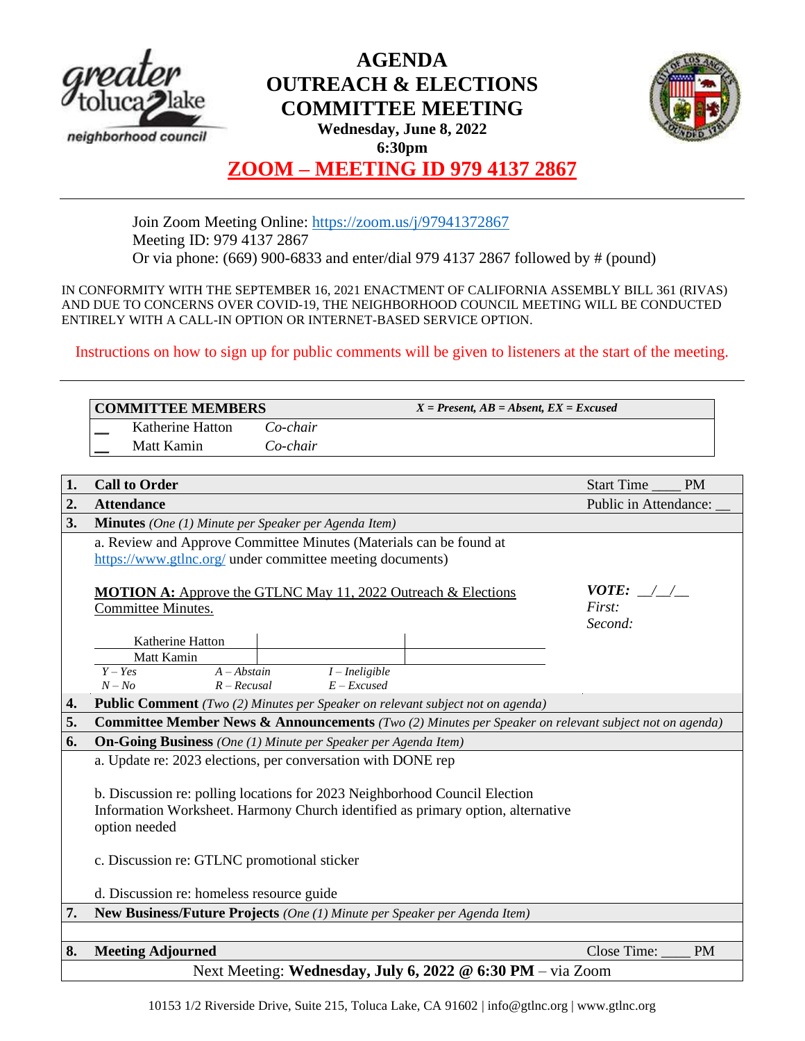# AGENDA
# OUTREACH & ELECTIONS COMMITTEE MEETING

**Wednesday, June 8, 2022**
**6:30pm**

## ZOOM – MEETING ID 979 4137 2867

Join Zoom Meeting Online: https://zoom.us/j/97941372867
Meeting ID: 979 4137 2867
Or via phone: (669) 900-6833 and enter/dial 979 4137 2867 followed by # (pound)

IN CONFORMITY WITH THE SEPTEMBER 16, 2021 ENACTMENT OF CALIFORNIA ASSEMBLY BILL 361 (RIVAS) AND DUE TO CONCERNS OVER COVID-19, THE NEIGHBORHOOD COUNCIL MEETING WILL BE CONDUCTED ENTIRELY WITH A CALL-IN OPTION OR INTERNET-BASED SERVICE OPTION.

Instructions on how to sign up for public comments will be given to listeners at the start of the meeting.

| | **COMMITTEE MEMBERS** | | *X = Present, AB = Absent, EX = Excused* |
|---|---|---|---|
| __ | Katherine Hatton | *Co-chair* | |
| __ | Matt Kamin | *Co-chair* | |

| | | |
|---|---|---|
| **1.** | **Call to Order** | Start Time ____ PM |
| **2.** | **Attendance** | Public in Attendance: __ |
| **3.** | **Minutes** *(One (1) Minute per Speaker per Agenda Item)* | |

a. Review and Approve Committee Minutes (Materials can be found at https://www.gtlnc.org/ under committee meeting documents)

**MOTION A:** Approve the GTLNC May 11, 2022 Outreach & Elections Committee Minutes.

*VOTE:* __/__/__
*First:*
*Second:*

| | | |
|---|---|---|
| Katherine Hatton | | |
| Matt Kamin | | |

*Y – Yes* *A – Abstain* *I – Ineligible*
*N – No* *R – Recusal* *E – Excused*

**4. Public Comment** *(Two (2) Minutes per Speaker on relevant subject not on agenda)*

**5. Committee Member News & Announcements** *(Two (2) Minutes per Speaker on relevant subject not on agenda)*

**6. On-Going Business** *(One (1) Minute per Speaker per Agenda Item)*

a. Update re: 2023 elections, per conversation with DONE rep

b. Discussion re: polling locations for 2023 Neighborhood Council Election Information Worksheet. Harmony Church identified as primary option, alternative option needed

c. Discussion re: GTLNC promotional sticker

d. Discussion re: homeless resource guide

**7. New Business/Future Projects** *(One (1) Minute per Speaker per Agenda Item)*

**8. Meeting Adjourned** Close Time: ____ PM

Next Meeting: **Wednesday, July 6, 2022 @ 6:30 PM** – via Zoom

10153 1/2 Riverside Drive, Suite 215, Toluca Lake, CA 91602 | info@gtlnc.org | www.gtlnc.org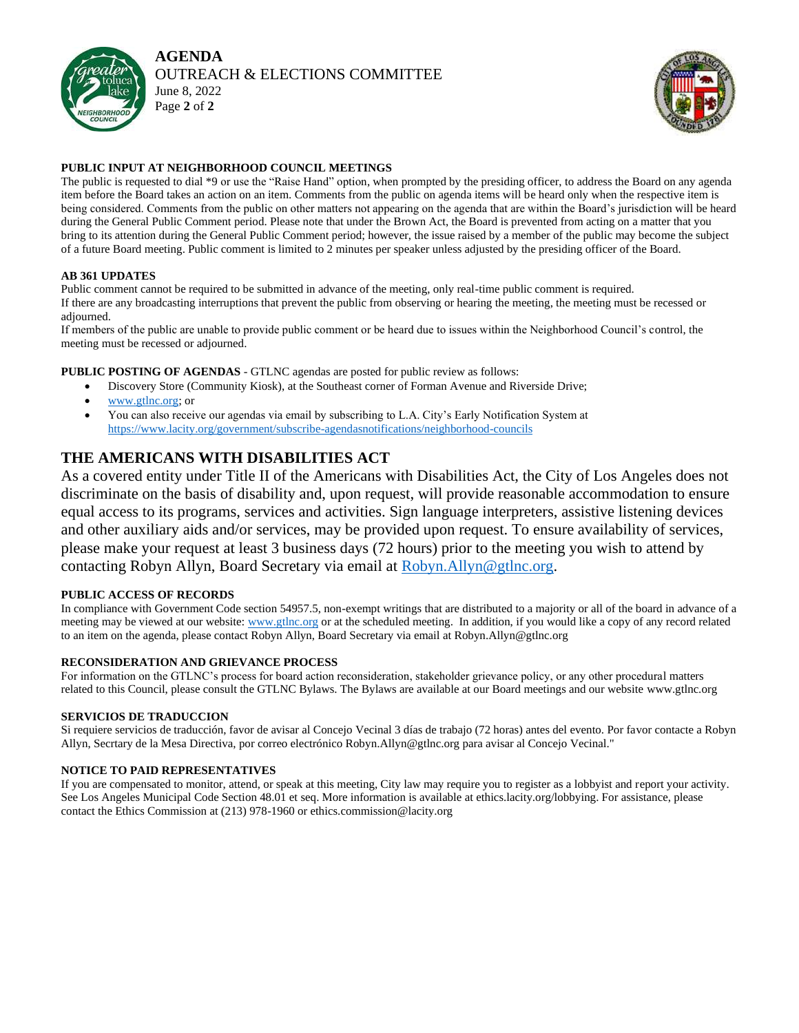**PUBLIC INPUT AT NEIGHBORHOOD COUNCIL MEETINGS**

The public is requested to dial *9 or use the "Raise Hand" option, when prompted by the presiding officer, to address the Board on any agenda item before the Board takes an action on an item. Comments from the public on agenda items will be heard only when the respective item is being considered. Comments from the public on other matters not appearing on the agenda that are within the Board's jurisdiction will be heard during the General Public Comment period. Please note that under the Brown Act, the Board is prevented from acting on a matter that you bring to its attention during the General Public Comment period; however, the issue raised by a member of the public may become the subject of a future Board meeting. Public comment is limited to 2 minutes per speaker unless adjusted by the presiding officer of the Board.

**AB 361 UPDATES**

Public comment cannot be required to be submitted in advance of the meeting, only real-time public comment is required.
If there are any broadcasting interruptions that prevent the public from observing or hearing the meeting, the meeting must be recessed or adjourned.
If members of the public are unable to provide public comment or be heard due to issues within the Neighborhood Council's control, the meeting must be recessed or adjourned.

**PUBLIC POSTING OF AGENDAS** - GTLNC agendas are posted for public review as follows:

- Discovery Store (Community Kiosk), at the Southeast corner of Forman Avenue and Riverside Drive;
- www.gtlnc.org; or
- You can also receive our agendas via email by subscribing to L.A. City's Early Notification System at https://www.lacity.org/government/subscribe-agendasnotifications/neighborhood-councils

## THE AMERICANS WITH DISABILITIES ACT

As a covered entity under Title II of the Americans with Disabilities Act, the City of Los Angeles does not discriminate on the basis of disability and, upon request, will provide reasonable accommodation to ensure equal access to its programs, services and activities. Sign language interpreters, assistive listening devices and other auxiliary aids and/or services, may be provided upon request. To ensure availability of services, please make your request at least 3 business days (72 hours) prior to the meeting you wish to attend by contacting Robyn Allyn, Board Secretary via email at Robyn.Allyn@gtlnc.org.

**PUBLIC ACCESS OF RECORDS**

In compliance with Government Code section 54957.5, non-exempt writings that are distributed to a majority or all of the board in advance of a meeting may be viewed at our website: www.gtlnc.org or at the scheduled meeting. In addition, if you would like a copy of any record related to an item on the agenda, please contact Robyn Allyn, Board Secretary via email at Robyn.Allyn@gtlnc.org

**RECONSIDERATION AND GRIEVANCE PROCESS**

For information on the GTLNC's process for board action reconsideration, stakeholder grievance policy, or any other procedural matters related to this Council, please consult the GTLNC Bylaws. The Bylaws are available at our Board meetings and our website www.gtlnc.org

**SERVICIOS DE TRADUCCION**

Si requiere servicios de traducción, favor de avisar al Concejo Vecinal 3 días de trabajo (72 horas) antes del evento. Por favor contacte a Robyn Allyn, Secrtary de la Mesa Directiva, por correo electrónico Robyn.Allyn@gtlnc.org para avisar al Concejo Vecinal."

**NOTICE TO PAID REPRESENTATIVES**

If you are compensated to monitor, attend, or speak at this meeting, City law may require you to register as a lobbyist and report your activity. See Los Angeles Municipal Code Section 48.01 et seq. More information is available at ethics.lacity.org/lobbying. For assistance, please contact the Ethics Commission at (213) 978-1960 or ethics.commission@lacity.org